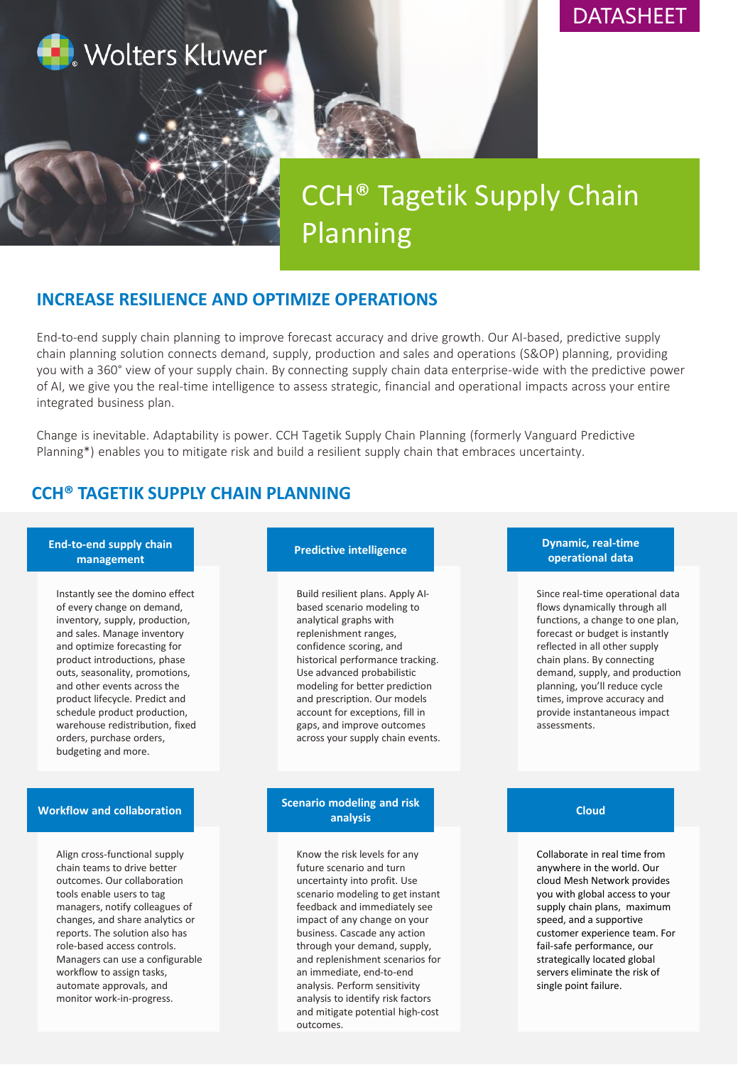Wolters Kluwer

DATASHEET

# CCH® Tagetik Supply Chain Planning

## INCREASE RESILIENCE AND OPTIMIZE OPERATIONS

End-to-end supply chain planning to improve forecast accuracy and drive growth. Our AI-based, predictive supply chain planning solution connects demand, supply, production and sales and operations (S&OP) planning, providing you with a 360° view of your supply chain. By connecting supply chain data enterprise-wide with the predictive power of AI, we give you the real-time intelligence to assess strategic, financial and operational impacts across your entire integrated business plan.

Change is inevitable. Adaptability is power. CCH Tagetik Supply Chain Planning (formerly Vanguard Predictive Planning*) enables you to mitigate risk and build a resilient supply chain that embraces uncertainty.

## CCH® TAGETIK SUPPLY CHAIN PLANNING

### End-to-end supply chain management

Instantly see the domino effect of every change on demand, inventory, supply, production, and sales. Manage inventory and optimize forecasting for product introductions, phase outs, seasonality, promotions, and other events across the product lifecycle. Predict and schedule product production, warehouse redistribution, fixed orders, purchase orders, budgeting and more.

### Predictive intelligence

Build resilient plans. Apply AI-based scenario modeling to analytical graphs with replenishment ranges, confidence scoring, and historical performance tracking. Use advanced probabilistic modeling for better prediction and prescription. Our models account for exceptions, fill in gaps, and improve outcomes across your supply chain events.

### Dynamic, real-time operational data

Since real-time operational data flows dynamically through all functions, a change to one plan, forecast or budget is instantly reflected in all other supply chain plans. By connecting demand, supply, and production planning, you'll reduce cycle times, improve accuracy and provide instantaneous impact assessments.

### Workflow and collaboration

Align cross-functional supply chain teams to drive better outcomes. Our collaboration tools enable users to tag managers, notify colleagues of changes, and share analytics or reports. The solution also has role-based access controls. Managers can use a configurable workflow to assign tasks, automate approvals, and monitor work-in-progress.

### Scenario modeling and risk analysis

Know the risk levels for any future scenario and turn uncertainty into profit. Use scenario modeling to get instant feedback and immediately see impact of any change on your business. Cascade any action through your demand, supply, and replenishment scenarios for an immediate, end-to-end analysis. Perform sensitivity analysis to identify risk factors and mitigate potential high-cost outcomes.

### Cloud

Collaborate in real time from anywhere in the world. Our cloud Mesh Network provides you with global access to your supply chain plans, maximum speed, and a supportive customer experience team. For fail-safe performance, our strategically located global servers eliminate the risk of single point failure.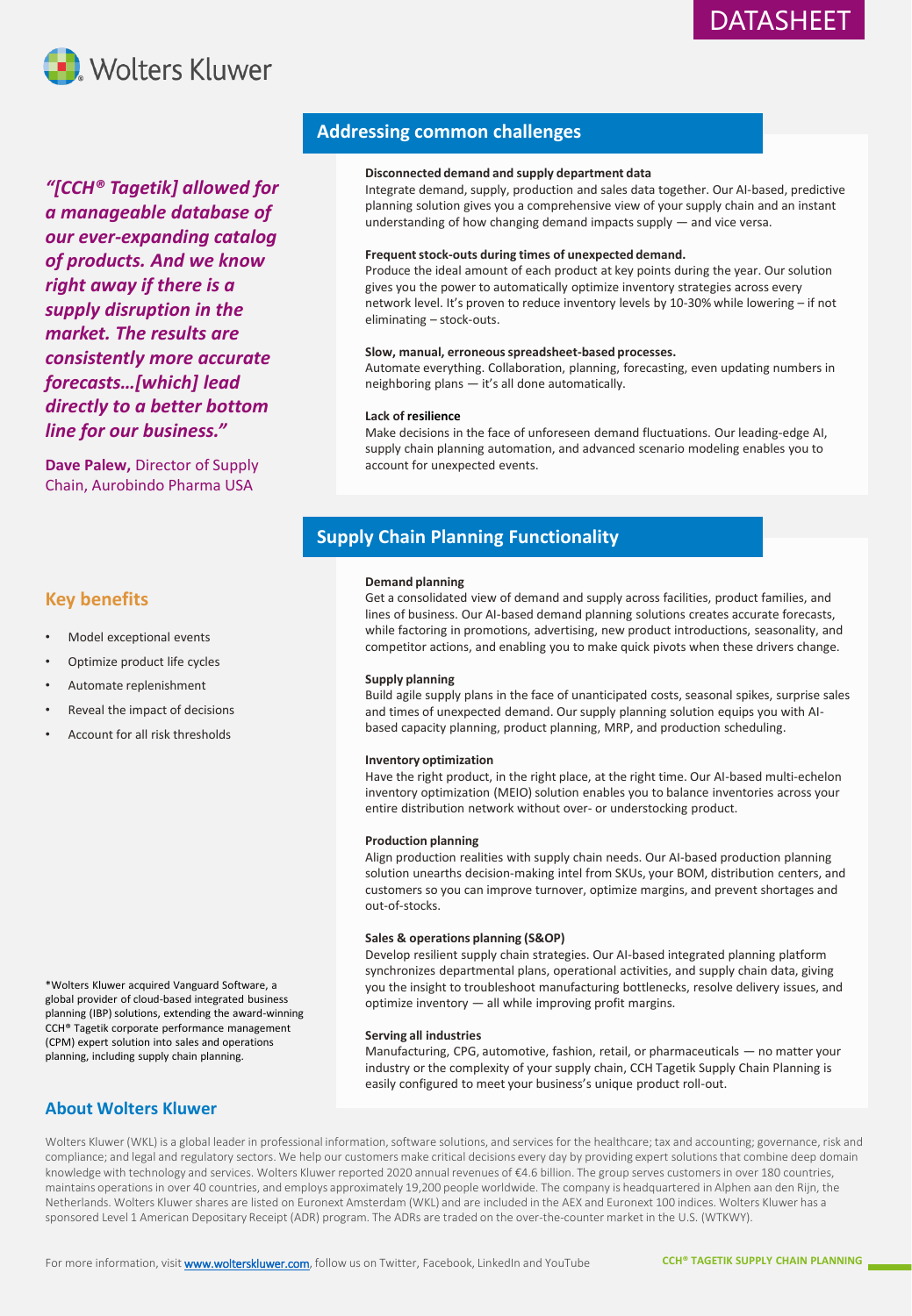DATASHEET

*"[CCH® Tagetik] allowed for a manageable database of our ever-expanding catalog of products. And we know right away if there is a supply disruption in the market. The results are consistently more accurate forecasts…[which] lead directly to a better bottom line for our business."*

**Dave Palew,** Director of Supply Chain, Aurobindo Pharma USA

## Addressing common challenges

**Disconnected demand and supply department data**
Integrate demand, supply, production and sales data together. Our AI-based, predictive planning solution gives you a comprehensive view of your supply chain and an instant understanding of how changing demand impacts supply — and vice versa.

**Frequent stock-outs during times of unexpected demand.**
Produce the ideal amount of each product at key points during the year. Our solution gives you the power to automatically optimize inventory strategies across every network level. It's proven to reduce inventory levels by 10-30% while lowering – if not eliminating – stock-outs.

**Slow, manual, erroneous spreadsheet-based processes.**
Automate everything. Collaboration, planning, forecasting, even updating numbers in neighboring plans — it's all done automatically.

**Lack of resilience**
Make decisions in the face of unforeseen demand fluctuations. Our leading-edge AI, supply chain planning automation, and advanced scenario modeling enables you to account for unexpected events.

## Key benefits

- Model exceptional events
- Optimize product life cycles
- Automate replenishment
- Reveal the impact of decisions
- Account for all risk thresholds

## Supply Chain Planning Functionality

**Demand planning**
Get a consolidated view of demand and supply across facilities, product families, and lines of business. Our AI-based demand planning solutions creates accurate forecasts, while factoring in promotions, advertising, new product introductions, seasonality, and competitor actions, and enabling you to make quick pivots when these drivers change.

**Supply planning**
Build agile supply plans in the face of unanticipated costs, seasonal spikes, surprise sales and times of unexpected demand. Our supply planning solution equips you with AI-based capacity planning, product planning, MRP, and production scheduling.

**Inventory optimization**
Have the right product, in the right place, at the right time. Our AI-based multi-echelon inventory optimization (MEIO) solution enables you to balance inventories across your entire distribution network without over- or understocking product.

**Production planning**
Align production realities with supply chain needs. Our AI-based production planning solution unearths decision-making intel from SKUs, your BOM, distribution centers, and customers so you can improve turnover, optimize margins, and prevent shortages and out-of-stocks.

**Sales & operations planning (S&OP)**
Develop resilient supply chain strategies. Our AI-based integrated planning platform synchronizes departmental plans, operational activities, and supply chain data, giving you the insight to troubleshoot manufacturing bottlenecks, resolve delivery issues, and optimize inventory — all while improving profit margins.

**Serving all industries**
Manufacturing, CPG, automotive, fashion, retail, or pharmaceuticals — no matter your industry or the complexity of your supply chain, CCH Tagetik Supply Chain Planning is easily configured to meet your business's unique product roll-out.

*Wolters Kluwer acquired Vanguard Software, a global provider of cloud-based integrated business planning (IBP) solutions, extending the award-winning CCH® Tagetik corporate performance management (CPM) expert solution into sales and operations planning, including supply chain planning.

## About Wolters Kluwer

Wolters Kluwer (WKL) is a global leader in professional information, software solutions, and services for the healthcare; tax and accounting; governance, risk and compliance; and legal and regulatory sectors. We help our customers make critical decisions every day by providing expert solutions that combine deep domain knowledge with technology and services. Wolters Kluwer reported 2020 annual revenues of €4.6 billion. The group serves customers in over 180 countries, maintains operations in over 40 countries, and employs approximately 19,200 people worldwide. The company is headquartered in Alphen aan den Rijn, the Netherlands. Wolters Kluwer shares are listed on Euronext Amsterdam (WKL) and are included in the AEX and Euronext 100 indices. Wolters Kluwer has a sponsored Level 1 American Depositary Receipt (ADR) program. The ADRs are traded on the over-the-counter market in the U.S. (WTKWY).

For more information, visit www.wolterskluwer.com, follow us on Twitter, Facebook, LinkedIn and YouTube

CCH® TAGETIK SUPPLY CHAIN PLANNING